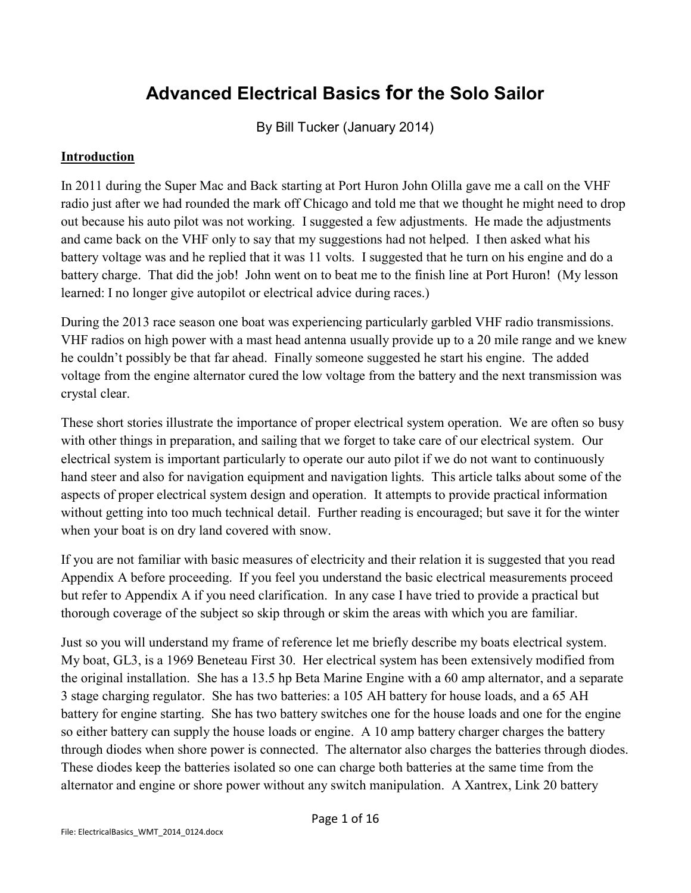# Advanced Electrical Basics for the Solo Sailor

By Bill Tucker (January 2014)

## Introduction

In 2011 during the Super Mac and Back starting at Port Huron John Olilla gave me a call on the VHF radio just after we had rounded the mark off Chicago and told me that we thought he might need to drop out because his auto pilot was not working. I suggested a few adjustments. He made the adjustments and came back on the VHF only to say that my suggestions had not helped. I then asked what his battery voltage was and he replied that it was 11 volts. I suggested that he turn on his engine and do a battery charge. That did the job! John went on to beat me to the finish line at Port Huron! (My lesson learned: I no longer give autopilot or electrical advice during races.)

During the 2013 race season one boat was experiencing particularly garbled VHF radio transmissions. VHF radios on high power with a mast head antenna usually provide up to a 20 mile range and we knew he couldn't possibly be that far ahead. Finally someone suggested he start his engine. The added voltage from the engine alternator cured the low voltage from the battery and the next transmission was crystal clear.

These short stories illustrate the importance of proper electrical system operation. We are often so busy with other things in preparation, and sailing that we forget to take care of our electrical system. Our electrical system is important particularly to operate our auto pilot if we do not want to continuously hand steer and also for navigation equipment and navigation lights. This article talks about some of the aspects of proper electrical system design and operation. It attempts to provide practical information without getting into too much technical detail. Further reading is encouraged; but save it for the winter when your boat is on dry land covered with snow.

If you are not familiar with basic measures of electricity and their relation it is suggested that you read Appendix A before proceeding. If you feel you understand the basic electrical measurements proceed but refer to Appendix A if you need clarification. In any case I have tried to provide a practical but thorough coverage of the subject so skip through or skim the areas with which you are familiar.

Just so you will understand my frame of reference let me briefly describe my boats electrical system. My boat, GL3, is a 1969 Beneteau First 30. Her electrical system has been extensively modified from the original installation. She has a 13.5 hp Beta Marine Engine with a 60 amp alternator, and a separate 3 stage charging regulator. She has two batteries: a 105 AH battery for house loads, and a 65 AH battery for engine starting. She has two battery switches one for the house loads and one for the engine so either battery can supply the house loads or engine. A 10 amp battery charger charges the battery through diodes when shore power is connected. The alternator also charges the batteries through diodes. These diodes keep the batteries isolated so one can charge both batteries at the same time from the alternator and engine or shore power without any switch manipulation. A Xantrex, Link 20 battery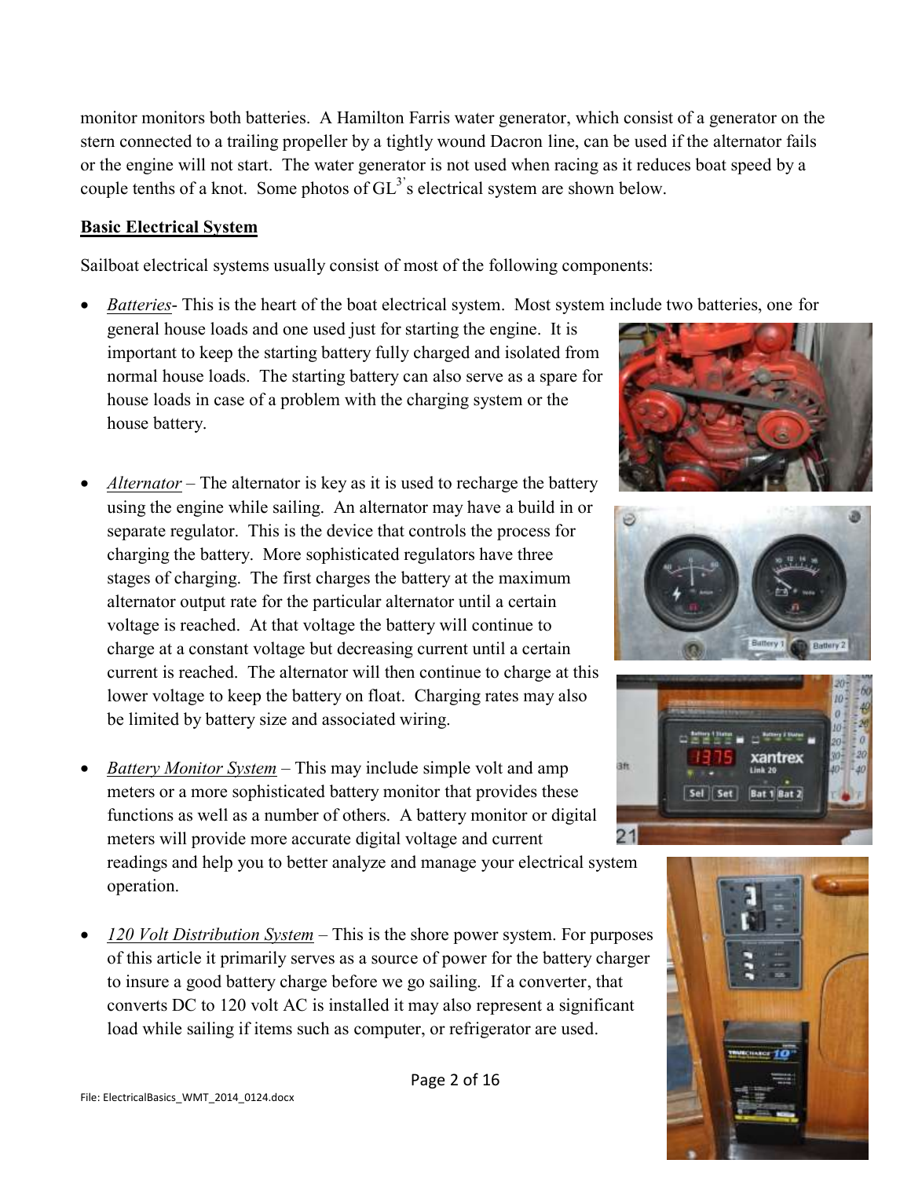monitor monitors both batteries. A Hamilton Farris water generator, which consist of a generator on the stern connected to a trailing propeller by a tightly wound Dacron line, can be used if the alternator fails or the engine will not start. The water generator is not used when racing as it reduces boat speed by a couple tenths of a knot. Some photos of GL[3]'s electrical system are shown below.

**Basic Electrical System**

Sailboat electrical systems usually consist of most of the following components:

- *Batteries*- This is the heart of the boat electrical system. Most system include two batteries, one for general house loads and one used just for starting the engine. It is important to keep the starting battery fully charged and isolated from normal house loads. The starting battery can also serve as a spare for house loads in case of a problem with the charging system or the house battery.

- *Alternator* – The alternator is key as it is used to recharge the battery using the engine while sailing. An alternator may have a build in or separate regulator. This is the device that controls the process for charging the battery. More sophisticated regulators have three stages of charging. The first charges the battery at the maximum alternator output rate for the particular alternator until a certain voltage is reached. At that voltage the battery will continue to charge at a constant voltage but decreasing current until a certain current is reached. The alternator will then continue to charge at this lower voltage to keep the battery on float. Charging rates may also be limited by battery size and associated wiring.

- *Battery Monitor System* – This may include simple volt and amp meters or a more sophisticated battery monitor that provides these functions as well as a number of others. A battery monitor or digital meters will provide more accurate digital voltage and current readings and help you to better analyze and manage your electrical system operation.

- *120 Volt Distribution System* – This is the shore power system. For purposes of this article it primarily serves as a source of power for the battery charger to insure a good battery charge before we go sailing. If a converter, that converts DC to 120 volt AC is installed it may also represent a significant load while sailing if items such as computer, or refrigerator are used.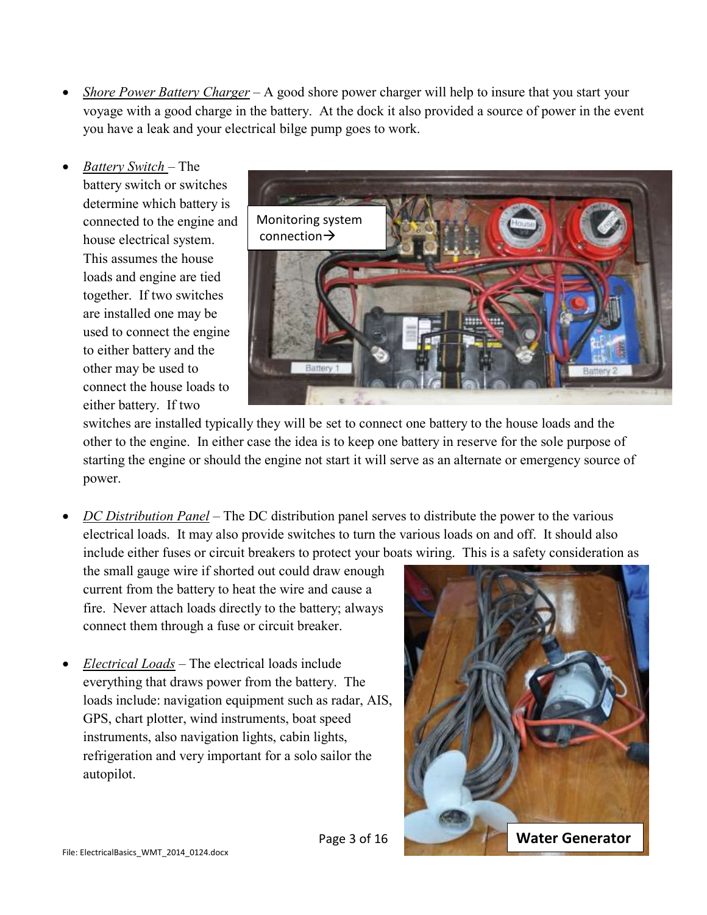- *Shore Power Battery Charger* – A good shore power charger will help to insure that you start your voyage with a good charge in the battery. At the dock it also provided a source of power in the event you have a leak and your electrical bilge pump goes to work.

- *Battery Switch* – The battery switch or switches determine which battery is connected to the engine and house electrical system. This assumes the house loads and engine are tied together. If two switches are installed one may be used to connect the engine to either battery and the other may be used to connect the house loads to either battery. If two switches are installed typically they will be set to connect one battery to the house loads and the other to the engine. In either case the idea is to keep one battery in reserve for the sole purpose of starting the engine or should the engine not start it will serve as an alternate or emergency source of power.

Monitoring system connection→

- *DC Distribution Panel* – The DC distribution panel serves to distribute the power to the various electrical loads. It may also provide switches to turn the various loads on and off. It should also include either fuses or circuit breakers to protect your boats wiring. This is a safety consideration as the small gauge wire if shorted out could draw enough current from the battery to heat the wire and cause a fire. Never attach loads directly to the battery; always connect them through a fuse or circuit breaker.

- *Electrical Loads* – The electrical loads include everything that draws power from the battery. The loads include: navigation equipment such as radar, AIS, GPS, chart plotter, wind instruments, boat speed instruments, also navigation lights, cabin lights, refrigeration and very important for a solo sailor the autopilot.

**Water Generator**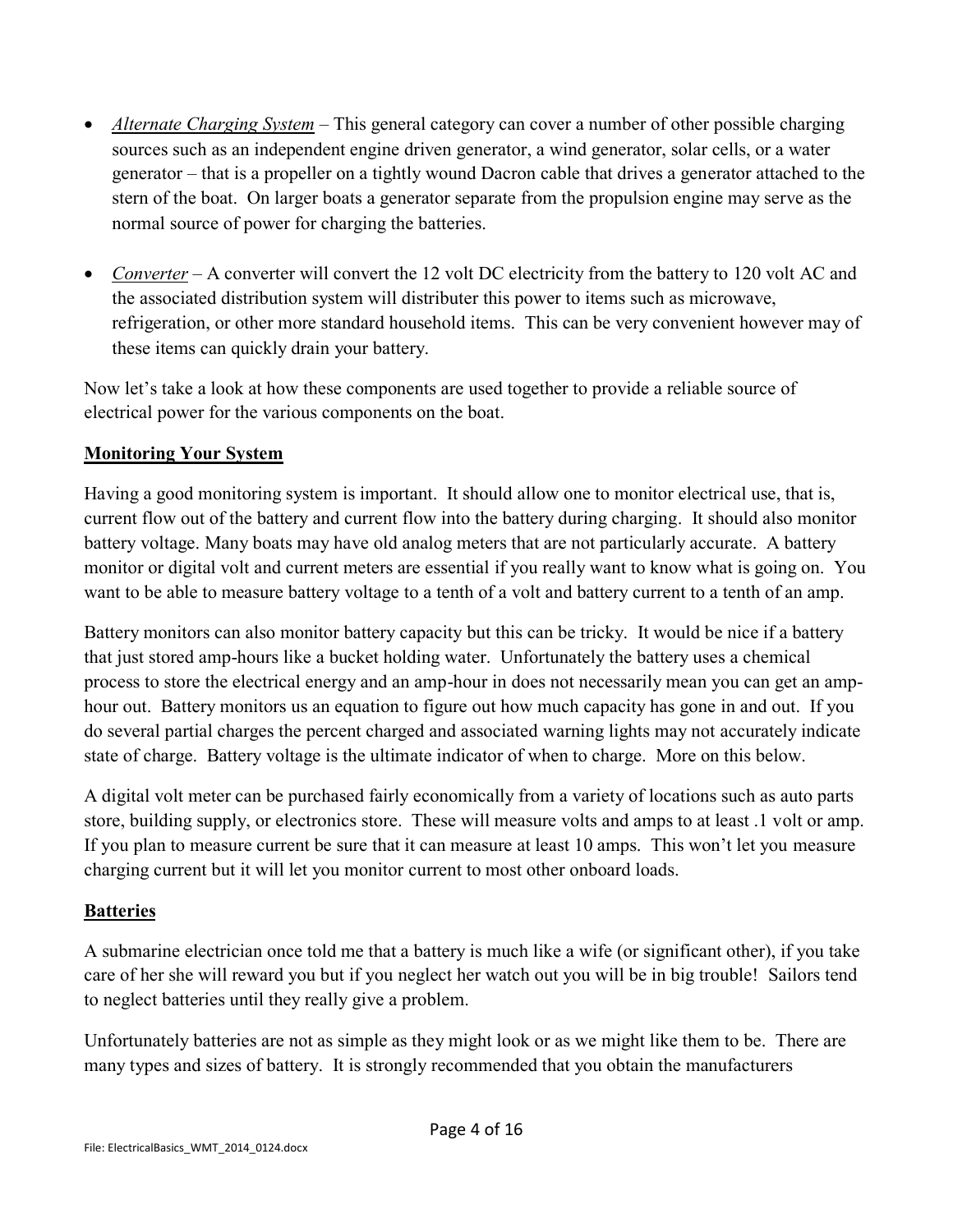- *Alternate Charging System* – This general category can cover a number of other possible charging sources such as an independent engine driven generator, a wind generator, solar cells, or a water generator – that is a propeller on a tightly wound Dacron cable that drives a generator attached to the stern of the boat. On larger boats a generator separate from the propulsion engine may serve as the normal source of power for charging the batteries.

- *Converter* – A converter will convert the 12 volt DC electricity from the battery to 120 volt AC and the associated distribution system will distributer this power to items such as microwave, refrigeration, or other more standard household items. This can be very convenient however may of these items can quickly drain your battery.

Now let's take a look at how these components are used together to provide a reliable source of electrical power for the various components on the boat.

## Monitoring Your System

Having a good monitoring system is important. It should allow one to monitor electrical use, that is, current flow out of the battery and current flow into the battery during charging. It should also monitor battery voltage. Many boats may have old analog meters that are not particularly accurate. A battery monitor or digital volt and current meters are essential if you really want to know what is going on. You want to be able to measure battery voltage to a tenth of a volt and battery current to a tenth of an amp.

Battery monitors can also monitor battery capacity but this can be tricky. It would be nice if a battery that just stored amp-hours like a bucket holding water. Unfortunately the battery uses a chemical process to store the electrical energy and an amp-hour in does not necessarily mean you can get an amp-hour out. Battery monitors us an equation to figure out how much capacity has gone in and out. If you do several partial charges the percent charged and associated warning lights may not accurately indicate state of charge. Battery voltage is the ultimate indicator of when to charge. More on this below.

A digital volt meter can be purchased fairly economically from a variety of locations such as auto parts store, building supply, or electronics store. These will measure volts and amps to at least .1 volt or amp. If you plan to measure current be sure that it can measure at least 10 amps. This won't let you measure charging current but it will let you monitor current to most other onboard loads.

## Batteries

A submarine electrician once told me that a battery is much like a wife (or significant other), if you take care of her she will reward you but if you neglect her watch out you will be in big trouble! Sailors tend to neglect batteries until they really give a problem.

Unfortunately batteries are not as simple as they might look or as we might like them to be. There are many types and sizes of battery. It is strongly recommended that you obtain the manufacturers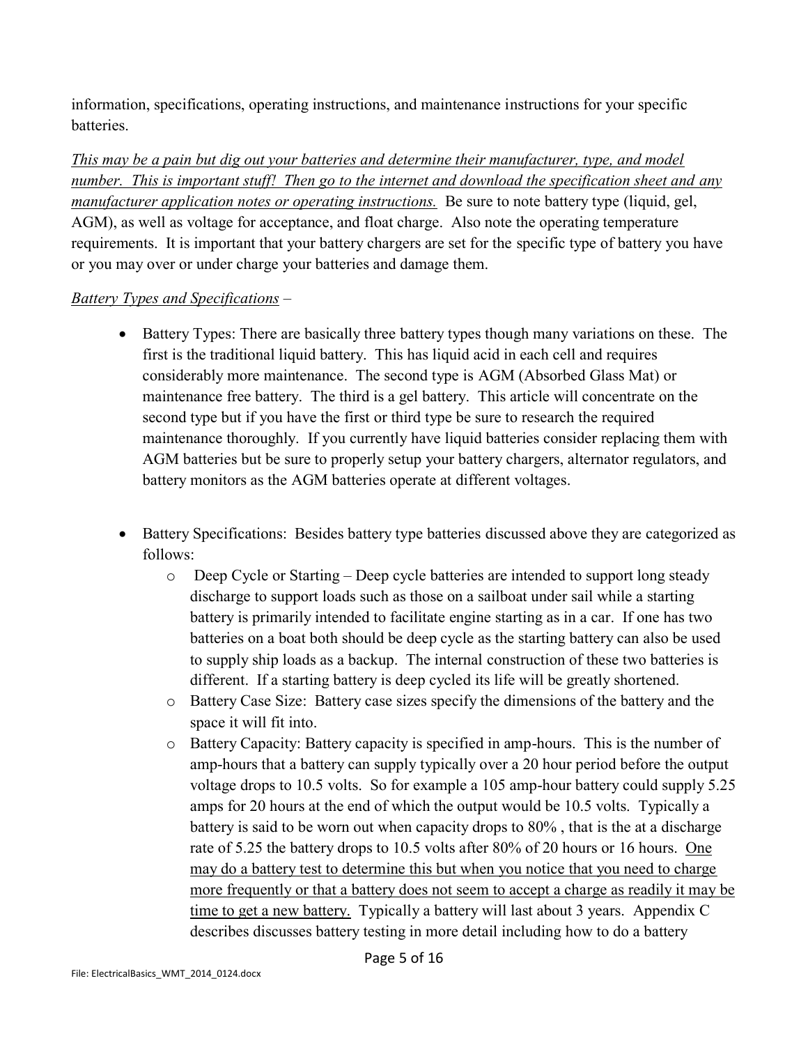information, specifications, operating instructions, and maintenance instructions for your specific batteries.

<u>*This may be a pain but dig out your batteries and determine their manufacturer, type, and model number. This is important stuff! Then go to the internet and download the specification sheet and any manufacturer application notes or operating instructions.*</u> Be sure to note battery type (liquid, gel, AGM), as well as voltage for acceptance, and float charge. Also note the operating temperature requirements. It is important that your battery chargers are set for the specific type of battery you have or you may over or under charge your batteries and damage them.

<u>*Battery Types and Specifications*</u> –

- Battery Types: There are basically three battery types though many variations on these. The first is the traditional liquid battery. This has liquid acid in each cell and requires considerably more maintenance. The second type is AGM (Absorbed Glass Mat) or maintenance free battery. The third is a gel battery. This article will concentrate on the second type but if you have the first or third type be sure to research the required maintenance thoroughly. If you currently have liquid batteries consider replacing them with AGM batteries but be sure to properly setup your battery chargers, alternator regulators, and battery monitors as the AGM batteries operate at different voltages.

- Battery Specifications: Besides battery type batteries discussed above they are categorized as follows:
  - Deep Cycle or Starting – Deep cycle batteries are intended to support long steady discharge to support loads such as those on a sailboat under sail while a starting battery is primarily intended to facilitate engine starting as in a car. If one has two batteries on a boat both should be deep cycle as the starting battery can also be used to supply ship loads as a backup. The internal construction of these two batteries is different. If a starting battery is deep cycled its life will be greatly shortened.
  - Battery Case Size: Battery case sizes specify the dimensions of the battery and the space it will fit into.
  - Battery Capacity: Battery capacity is specified in amp-hours. This is the number of amp-hours that a battery can supply typically over a 20 hour period before the output voltage drops to 10.5 volts. So for example a 105 amp-hour battery could supply 5.25 amps for 20 hours at the end of which the output would be 10.5 volts. Typically a battery is said to be worn out when capacity drops to 80% , that is the at a discharge rate of 5.25 the battery drops to 10.5 volts after 80% of 20 hours or 16 hours. <u>One may do a battery test to determine this but when you notice that you need to charge more frequently or that a battery does not seem to accept a charge as readily it may be time to get a new battery.</u> Typically a battery will last about 3 years. Appendix C describes discusses battery testing in more detail including how to do a battery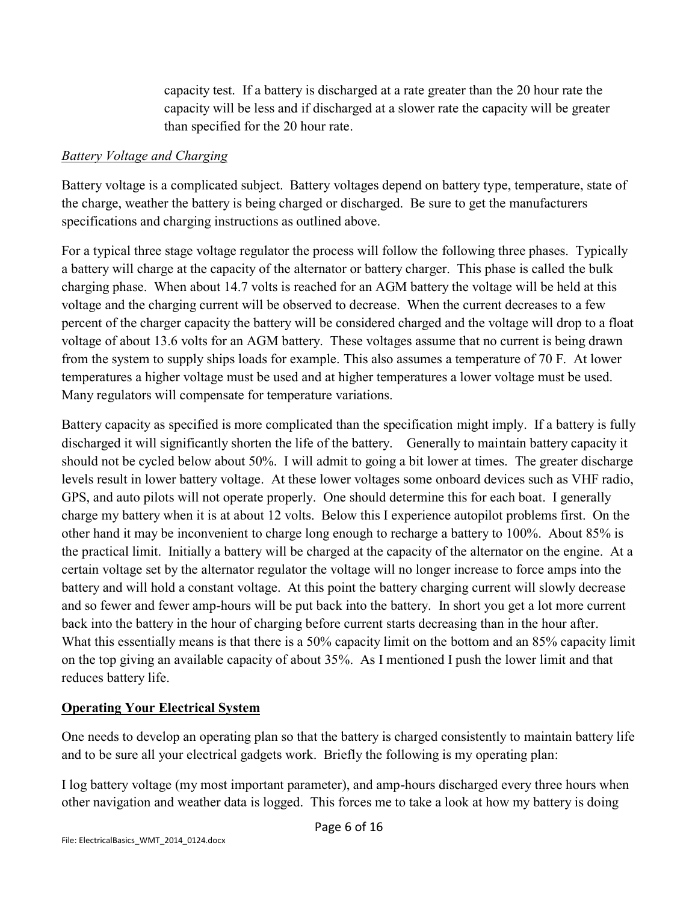capacity test. If a battery is discharged at a rate greater than the 20 hour rate the capacity will be less and if discharged at a slower rate the capacity will be greater than specified for the 20 hour rate.

*Battery Voltage and Charging*

Battery voltage is a complicated subject. Battery voltages depend on battery type, temperature, state of the charge, weather the battery is being charged or discharged. Be sure to get the manufacturers specifications and charging instructions as outlined above.

For a typical three stage voltage regulator the process will follow the following three phases. Typically a battery will charge at the capacity of the alternator or battery charger. This phase is called the bulk charging phase. When about 14.7 volts is reached for an AGM battery the voltage will be held at this voltage and the charging current will be observed to decrease. When the current decreases to a few percent of the charger capacity the battery will be considered charged and the voltage will drop to a float voltage of about 13.6 volts for an AGM battery. These voltages assume that no current is being drawn from the system to supply ships loads for example. This also assumes a temperature of 70 F. At lower temperatures a higher voltage must be used and at higher temperatures a lower voltage must be used. Many regulators will compensate for temperature variations.

Battery capacity as specified is more complicated than the specification might imply. If a battery is fully discharged it will significantly shorten the life of the battery. Generally to maintain battery capacity it should not be cycled below about 50%. I will admit to going a bit lower at times. The greater discharge levels result in lower battery voltage. At these lower voltages some onboard devices such as VHF radio, GPS, and auto pilots will not operate properly. One should determine this for each boat. I generally charge my battery when it is at about 12 volts. Below this I experience autopilot problems first. On the other hand it may be inconvenient to charge long enough to recharge a battery to 100%. About 85% is the practical limit. Initially a battery will be charged at the capacity of the alternator on the engine. At a certain voltage set by the alternator regulator the voltage will no longer increase to force amps into the battery and will hold a constant voltage. At this point the battery charging current will slowly decrease and so fewer and fewer amp-hours will be put back into the battery. In short you get a lot more current back into the battery in the hour of charging before current starts decreasing than in the hour after. What this essentially means is that there is a 50% capacity limit on the bottom and an 85% capacity limit on the top giving an available capacity of about 35%. As I mentioned I push the lower limit and that reduces battery life.

## Operating Your Electrical System

One needs to develop an operating plan so that the battery is charged consistently to maintain battery life and to be sure all your electrical gadgets work. Briefly the following is my operating plan:

I log battery voltage (my most important parameter), and amp-hours discharged every three hours when other navigation and weather data is logged. This forces me to take a look at how my battery is doing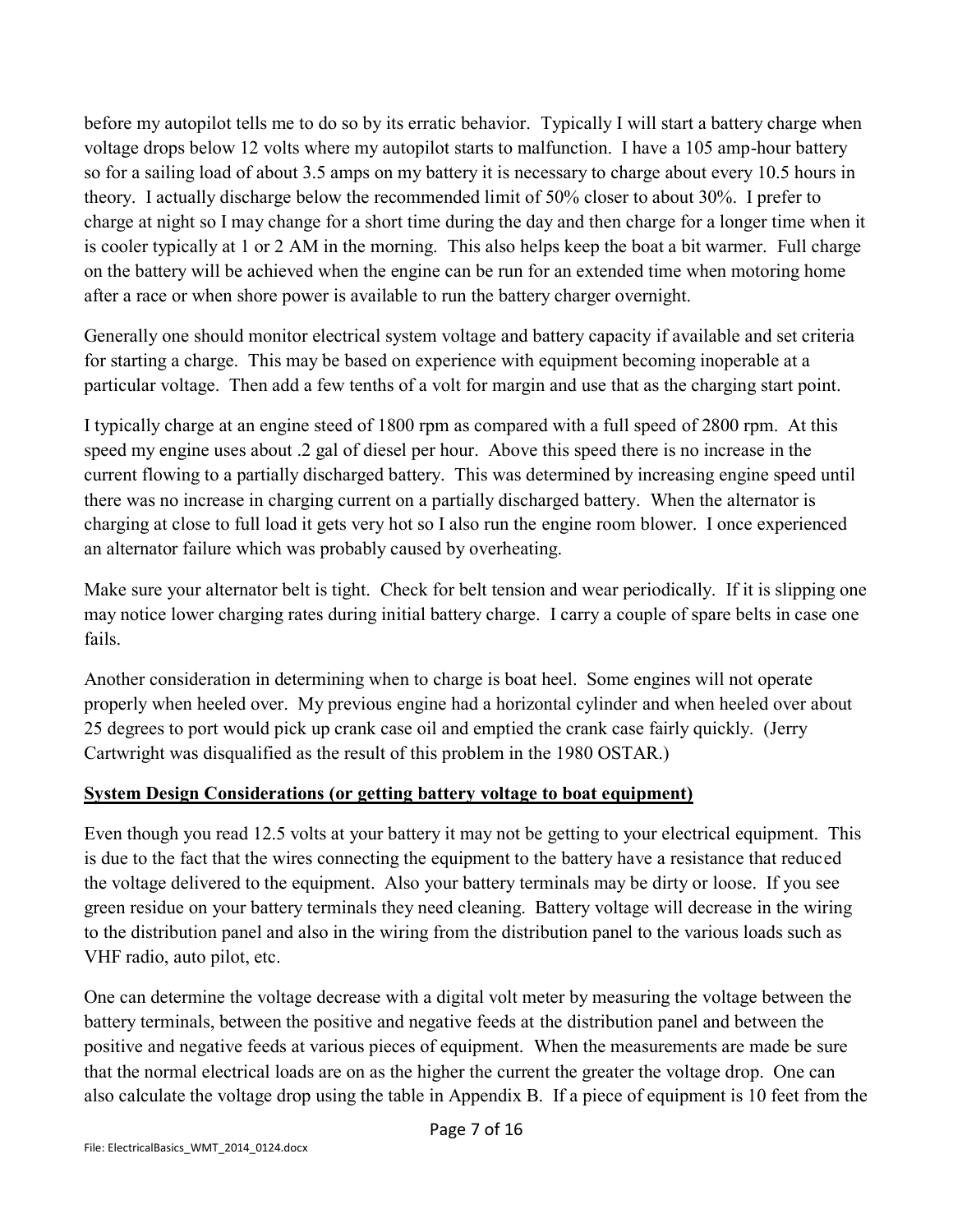before my autopilot tells me to do so by its erratic behavior. Typically I will start a battery charge when voltage drops below 12 volts where my autopilot starts to malfunction. I have a 105 amp-hour battery so for a sailing load of about 3.5 amps on my battery it is necessary to charge about every 10.5 hours in theory. I actually discharge below the recommended limit of 50% closer to about 30%. I prefer to charge at night so I may change for a short time during the day and then charge for a longer time when it is cooler typically at 1 or 2 AM in the morning. This also helps keep the boat a bit warmer. Full charge on the battery will be achieved when the engine can be run for an extended time when motoring home after a race or when shore power is available to run the battery charger overnight.

Generally one should monitor electrical system voltage and battery capacity if available and set criteria for starting a charge. This may be based on experience with equipment becoming inoperable at a particular voltage. Then add a few tenths of a volt for margin and use that as the charging start point.

I typically charge at an engine steed of 1800 rpm as compared with a full speed of 2800 rpm. At this speed my engine uses about .2 gal of diesel per hour. Above this speed there is no increase in the current flowing to a partially discharged battery. This was determined by increasing engine speed until there was no increase in charging current on a partially discharged battery. When the alternator is charging at close to full load it gets very hot so I also run the engine room blower. I once experienced an alternator failure which was probably caused by overheating.

Make sure your alternator belt is tight. Check for belt tension and wear periodically. If it is slipping one may notice lower charging rates during initial battery charge. I carry a couple of spare belts in case one fails.

Another consideration in determining when to charge is boat heel. Some engines will not operate properly when heeled over. My previous engine had a horizontal cylinder and when heeled over about 25 degrees to port would pick up crank case oil and emptied the crank case fairly quickly. (Jerry Cartwright was disqualified as the result of this problem in the 1980 OSTAR.)

## System Design Considerations (or getting battery voltage to boat equipment)

Even though you read 12.5 volts at your battery it may not be getting to your electrical equipment. This is due to the fact that the wires connecting the equipment to the battery have a resistance that reduced the voltage delivered to the equipment. Also your battery terminals may be dirty or loose. If you see green residue on your battery terminals they need cleaning. Battery voltage will decrease in the wiring to the distribution panel and also in the wiring from the distribution panel to the various loads such as VHF radio, auto pilot, etc.

One can determine the voltage decrease with a digital volt meter by measuring the voltage between the battery terminals, between the positive and negative feeds at the distribution panel and between the positive and negative feeds at various pieces of equipment. When the measurements are made be sure that the normal electrical loads are on as the higher the current the greater the voltage drop. One can also calculate the voltage drop using the table in Appendix B. If a piece of equipment is 10 feet from the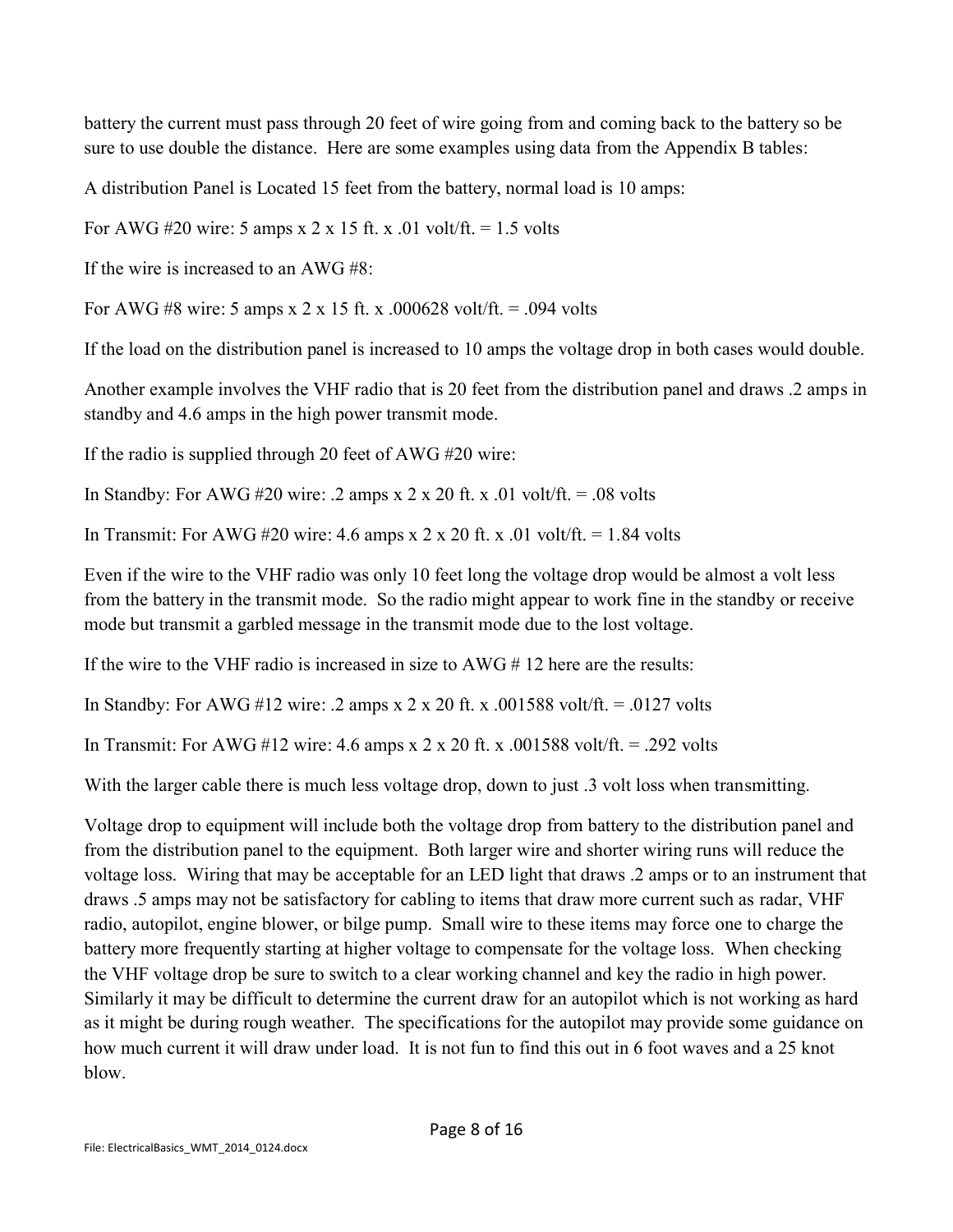battery the current must pass through 20 feet of wire going from and coming back to the battery so be sure to use double the distance. Here are some examples using data from the Appendix B tables:

A distribution Panel is Located 15 feet from the battery, normal load is 10 amps:

For AWG #20 wire: 5 amps x 2 x 15 ft. x .01 volt/ft. = 1.5 volts

If the wire is increased to an AWG #8:

For AWG #8 wire: 5 amps x 2 x 15 ft. x .000628 volt/ft. = .094 volts

If the load on the distribution panel is increased to 10 amps the voltage drop in both cases would double.

Another example involves the VHF radio that is 20 feet from the distribution panel and draws .2 amps in standby and 4.6 amps in the high power transmit mode.

If the radio is supplied through 20 feet of AWG #20 wire:

In Standby: For AWG #20 wire: .2 amps x 2 x 20 ft. x .01 volt/ft. = .08 volts

In Transmit: For AWG #20 wire: 4.6 amps x 2 x 20 ft. x .01 volt/ft. = 1.84 volts

Even if the wire to the VHF radio was only 10 feet long the voltage drop would be almost a volt less from the battery in the transmit mode. So the radio might appear to work fine in the standby or receive mode but transmit a garbled message in the transmit mode due to the lost voltage.

If the wire to the VHF radio is increased in size to AWG # 12 here are the results:

In Standby: For AWG #12 wire: .2 amps x 2 x 20 ft. x .001588 volt/ft. = .0127 volts

In Transmit: For AWG #12 wire: 4.6 amps x 2 x 20 ft. x .001588 volt/ft. = .292 volts

With the larger cable there is much less voltage drop, down to just .3 volt loss when transmitting.

Voltage drop to equipment will include both the voltage drop from battery to the distribution panel and from the distribution panel to the equipment. Both larger wire and shorter wiring runs will reduce the voltage loss. Wiring that may be acceptable for an LED light that draws .2 amps or to an instrument that draws .5 amps may not be satisfactory for cabling to items that draw more current such as radar, VHF radio, autopilot, engine blower, or bilge pump. Small wire to these items may force one to charge the battery more frequently starting at higher voltage to compensate for the voltage loss. When checking the VHF voltage drop be sure to switch to a clear working channel and key the radio in high power. Similarly it may be difficult to determine the current draw for an autopilot which is not working as hard as it might be during rough weather. The specifications for the autopilot may provide some guidance on how much current it will draw under load. It is not fun to find this out in 6 foot waves and a 25 knot blow.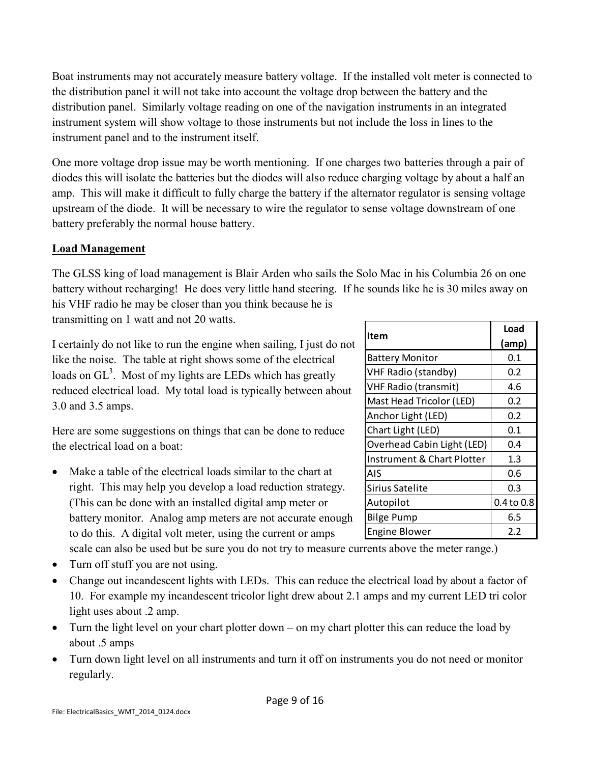Boat instruments may not accurately measure battery voltage. If the installed volt meter is connected to the distribution panel it will not take into account the voltage drop between the battery and the distribution panel. Similarly voltage reading on one of the navigation instruments in an integrated instrument system will show voltage to those instruments but not include the loss in lines to the instrument panel and to the instrument itself.

One more voltage drop issue may be worth mentioning. If one charges two batteries through a pair of diodes this will isolate the batteries but the diodes will also reduce charging voltage by about a half an amp. This will make it difficult to fully charge the battery if the alternator regulator is sensing voltage upstream of the diode. It will be necessary to wire the regulator to sense voltage downstream of one battery preferably the normal house battery.

**Load Management**

The GLSS king of load management is Blair Arden who sails the Solo Mac in his Columbia 26 on one battery without recharging! He does very little hand steering. If he sounds like he is 30 miles away on his VHF radio he may be closer than you think because he is transmitting on 1 watt and not 20 watts.

I certainly do not like to run the engine when sailing, I just do not like the noise. The table at right shows some of the electrical loads on $GL^3$. Most of my lights are LEDs which has greatly reduced electrical load. My total load is typically between about 3.0 and 3.5 amps.

| Item | Load (amp) |
|---|---|
| Battery Monitor | 0.1 |
| VHF Radio (standby) | 0.2 |
| VHF Radio (transmit) | 4.6 |
| Mast Head Tricolor (LED) | 0.2 |
| Anchor Light (LED) | 0.2 |
| Chart Light (LED) | 0.1 |
| Overhead Cabin Light (LED) | 0.4 |
| Instrument & Chart Plotter | 1.3 |
| AIS | 0.6 |
| Sirius Satelite | 0.3 |
| Autopilot | 0.4 to 0.8 |
| Bilge Pump | 6.5 |
| Engine Blower | 2.2 |

Here are some suggestions on things that can be done to reduce the electrical load on a boat:

- Make a table of the electrical loads similar to the chart at right. This may help you develop a load reduction strategy. (This can be done with an installed digital amp meter or battery monitor. Analog amp meters are not accurate enough to do this. A digital volt meter, using the current or amps scale can also be used but be sure you do not try to measure currents above the meter range.)
- Turn off stuff you are not using.
- Change out incandescent lights with LEDs. This can reduce the electrical load by about a factor of 10. For example my incandescent tricolor light drew about 2.1 amps and my current LED tri color light uses about .2 amp.
- Turn the light level on your chart plotter down – on my chart plotter this can reduce the load by about .5 amps
- Turn down light level on all instruments and turn it off on instruments you do not need or monitor regularly.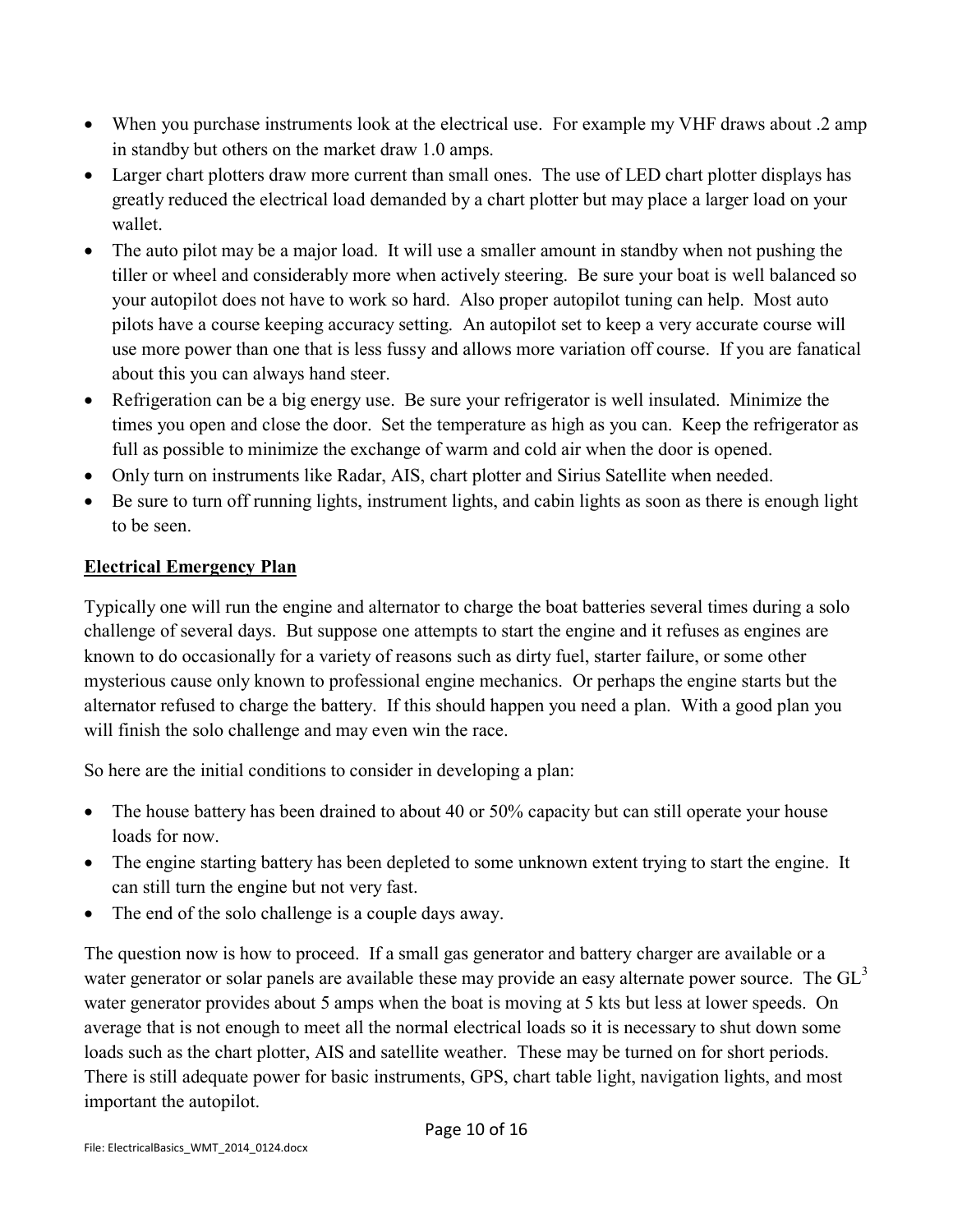- When you purchase instruments look at the electrical use. For example my VHF draws about .2 amp in standby but others on the market draw 1.0 amps.
- Larger chart plotters draw more current than small ones. The use of LED chart plotter displays has greatly reduced the electrical load demanded by a chart plotter but may place a larger load on your wallet.
- The auto pilot may be a major load. It will use a smaller amount in standby when not pushing the tiller or wheel and considerably more when actively steering. Be sure your boat is well balanced so your autopilot does not have to work so hard. Also proper autopilot tuning can help. Most auto pilots have a course keeping accuracy setting. An autopilot set to keep a very accurate course will use more power than one that is less fussy and allows more variation off course. If you are fanatical about this you can always hand steer.
- Refrigeration can be a big energy use. Be sure your refrigerator is well insulated. Minimize the times you open and close the door. Set the temperature as high as you can. Keep the refrigerator as full as possible to minimize the exchange of warm and cold air when the door is opened.
- Only turn on instruments like Radar, AIS, chart plotter and Sirius Satellite when needed.
- Be sure to turn off running lights, instrument lights, and cabin lights as soon as there is enough light to be seen.

## Electrical Emergency Plan

Typically one will run the engine and alternator to charge the boat batteries several times during a solo challenge of several days. But suppose one attempts to start the engine and it refuses as engines are known to do occasionally for a variety of reasons such as dirty fuel, starter failure, or some other mysterious cause only known to professional engine mechanics. Or perhaps the engine starts but the alternator refused to charge the battery. If this should happen you need a plan. With a good plan you will finish the solo challenge and may even win the race.

So here are the initial conditions to consider in developing a plan:

- The house battery has been drained to about 40 or 50% capacity but can still operate your house loads for now.
- The engine starting battery has been depleted to some unknown extent trying to start the engine. It can still turn the engine but not very fast.
- The end of the solo challenge is a couple days away.

The question now is how to proceed. If a small gas generator and battery charger are available or a water generator or solar panels are available these may provide an easy alternate power source. The $GL^3$ water generator provides about 5 amps when the boat is moving at 5 kts but less at lower speeds. On average that is not enough to meet all the normal electrical loads so it is necessary to shut down some loads such as the chart plotter, AIS and satellite weather. These may be turned on for short periods. There is still adequate power for basic instruments, GPS, chart table light, navigation lights, and most important the autopilot.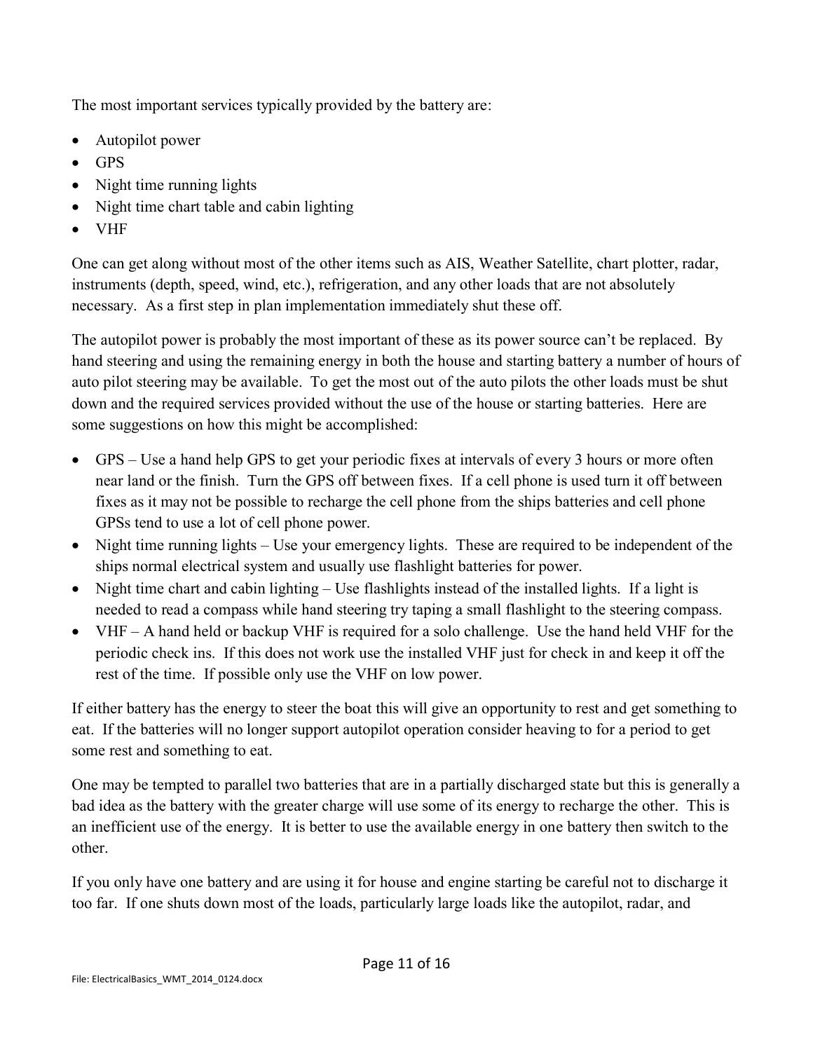The most important services typically provided by the battery are:

- Autopilot power
- GPS
- Night time running lights
- Night time chart table and cabin lighting
- VHF

One can get along without most of the other items such as AIS, Weather Satellite, chart plotter, radar, instruments (depth, speed, wind, etc.), refrigeration, and any other loads that are not absolutely necessary. As a first step in plan implementation immediately shut these off.

The autopilot power is probably the most important of these as its power source can't be replaced. By hand steering and using the remaining energy in both the house and starting battery a number of hours of auto pilot steering may be available. To get the most out of the auto pilots the other loads must be shut down and the required services provided without the use of the house or starting batteries. Here are some suggestions on how this might be accomplished:

- GPS – Use a hand help GPS to get your periodic fixes at intervals of every 3 hours or more often near land or the finish. Turn the GPS off between fixes. If a cell phone is used turn it off between fixes as it may not be possible to recharge the cell phone from the ships batteries and cell phone GPSs tend to use a lot of cell phone power.
- Night time running lights – Use your emergency lights. These are required to be independent of the ships normal electrical system and usually use flashlight batteries for power.
- Night time chart and cabin lighting – Use flashlights instead of the installed lights. If a light is needed to read a compass while hand steering try taping a small flashlight to the steering compass.
- VHF – A hand held or backup VHF is required for a solo challenge. Use the hand held VHF for the periodic check ins. If this does not work use the installed VHF just for check in and keep it off the rest of the time. If possible only use the VHF on low power.

If either battery has the energy to steer the boat this will give an opportunity to rest and get something to eat. If the batteries will no longer support autopilot operation consider heaving to for a period to get some rest and something to eat.

One may be tempted to parallel two batteries that are in a partially discharged state but this is generally a bad idea as the battery with the greater charge will use some of its energy to recharge the other. This is an inefficient use of the energy. It is better to use the available energy in one battery then switch to the other.

If you only have one battery and are using it for house and engine starting be careful not to discharge it too far. If one shuts down most of the loads, particularly large loads like the autopilot, radar, and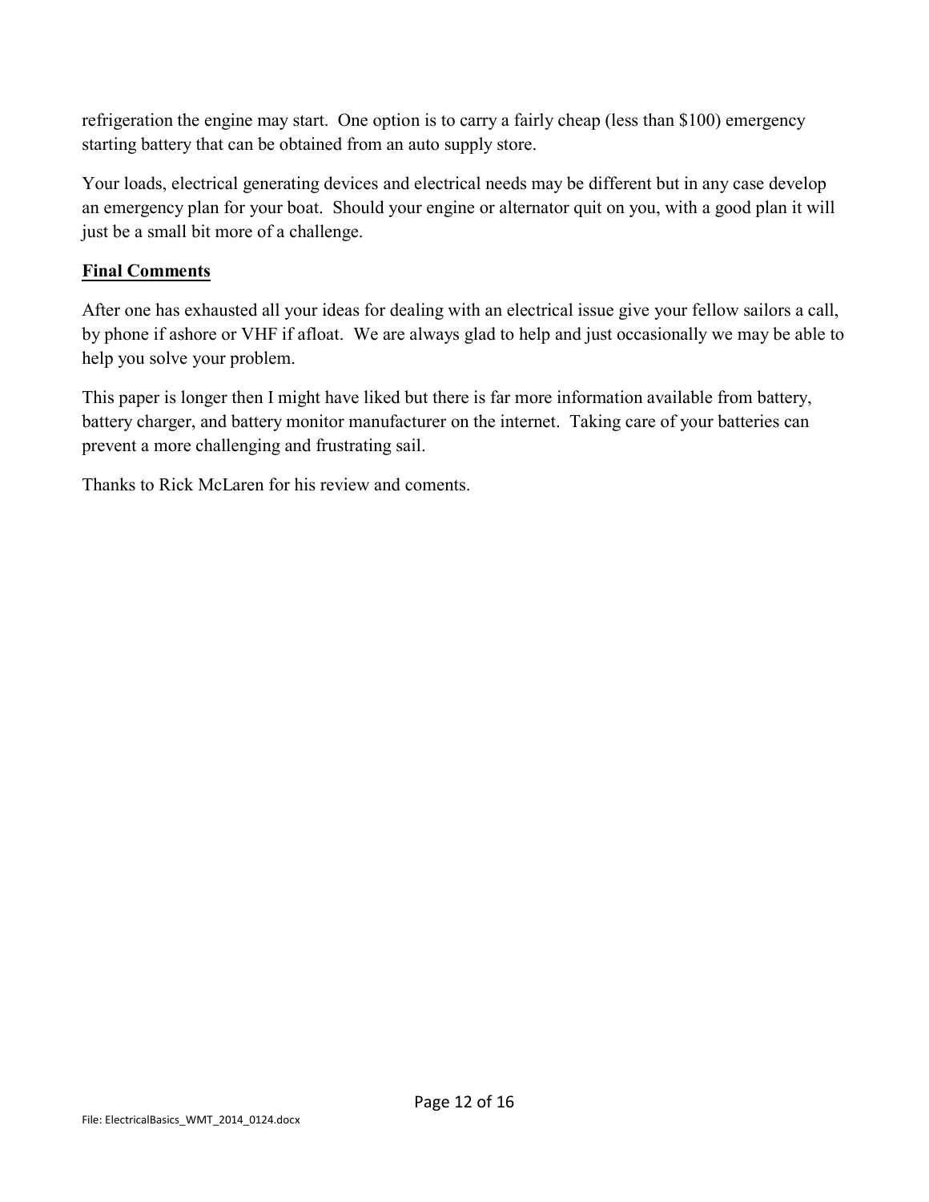refrigeration the engine may start. One option is to carry a fairly cheap (less than $100) emergency starting battery that can be obtained from an auto supply store.

Your loads, electrical generating devices and electrical needs may be different but in any case develop an emergency plan for your boat. Should your engine or alternator quit on you, with a good plan it will just be a small bit more of a challenge.

**Final Comments**

After one has exhausted all your ideas for dealing with an electrical issue give your fellow sailors a call, by phone if ashore or VHF if afloat. We are always glad to help and just occasionally we may be able to help you solve your problem.

This paper is longer then I might have liked but there is far more information available from battery, battery charger, and battery monitor manufacturer on the internet. Taking care of your batteries can prevent a more challenging and frustrating sail.

Thanks to Rick McLaren for his review and coments.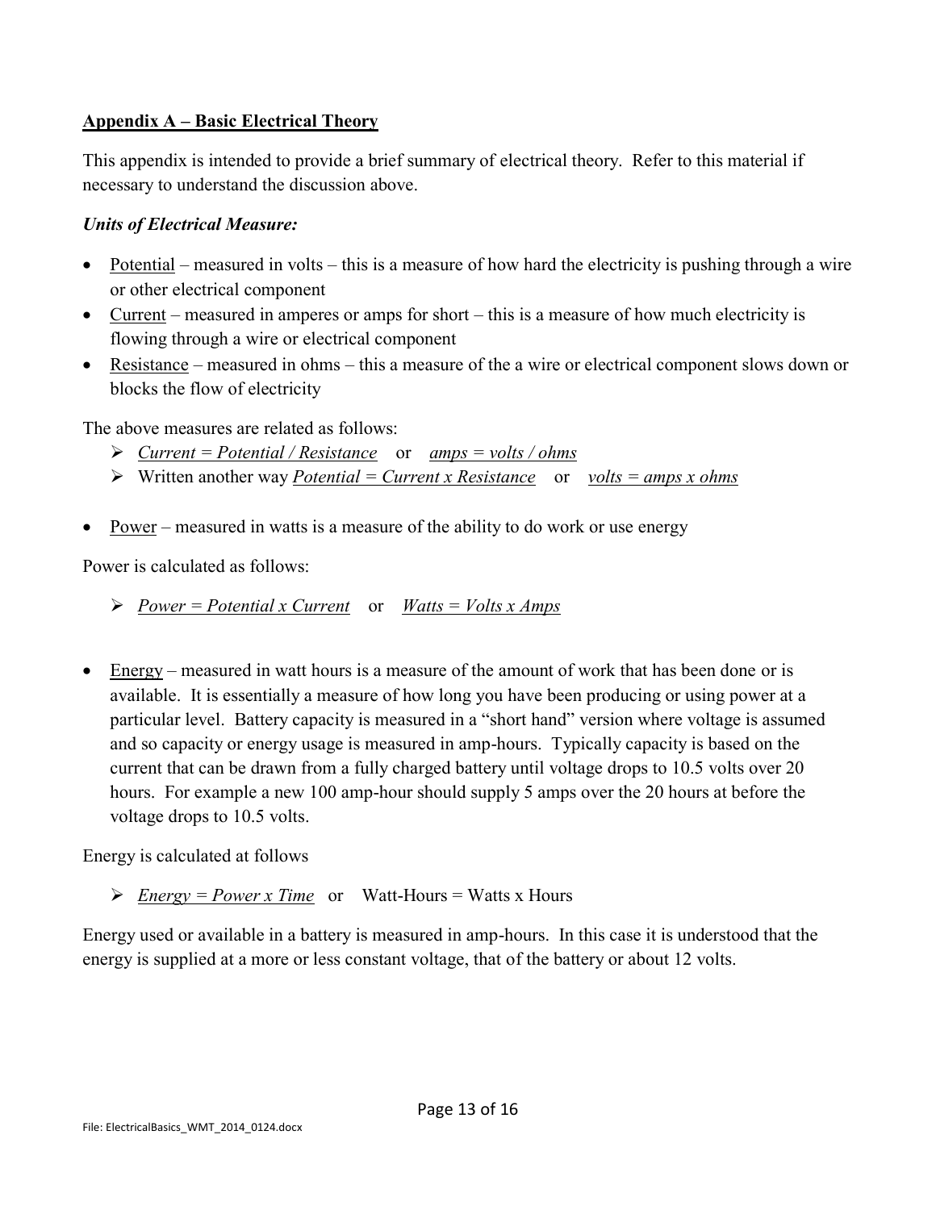## Appendix A – Basic Electrical Theory

This appendix is intended to provide a brief summary of electrical theory. Refer to this material if necessary to understand the discussion above.

### *Units of Electrical Measure:*

- Potential – measured in volts – this is a measure of how hard the electricity is pushing through a wire or other electrical component
- Current – measured in amperes or amps for short – this is a measure of how much electricity is flowing through a wire or electrical component
- Resistance – measured in ohms – this a measure of the a wire or electrical component slows down or blocks the flow of electricity

The above measures are related as follows:

- *Current = Potential / Resistance* or *amps = volts / ohms*
- Written another way *Potential = Current x Resistance* or *volts = amps x ohms*

- Power – measured in watts is a measure of the ability to do work or use energy

Power is calculated as follows:

- *Power = Potential x Current* or *Watts = Volts x Amps*

- Energy – measured in watt hours is a measure of the amount of work that has been done or is available. It is essentially a measure of how long you have been producing or using power at a particular level. Battery capacity is measured in a "short hand" version where voltage is assumed and so capacity or energy usage is measured in amp-hours. Typically capacity is based on the current that can be drawn from a fully charged battery until voltage drops to 10.5 volts over 20 hours. For example a new 100 amp-hour should supply 5 amps over the 20 hours at before the voltage drops to 10.5 volts.

Energy is calculated at follows

- *Energy = Power x Time* or Watt-Hours = Watts x Hours

Energy used or available in a battery is measured in amp-hours. In this case it is understood that the energy is supplied at a more or less constant voltage, that of the battery or about 12 volts.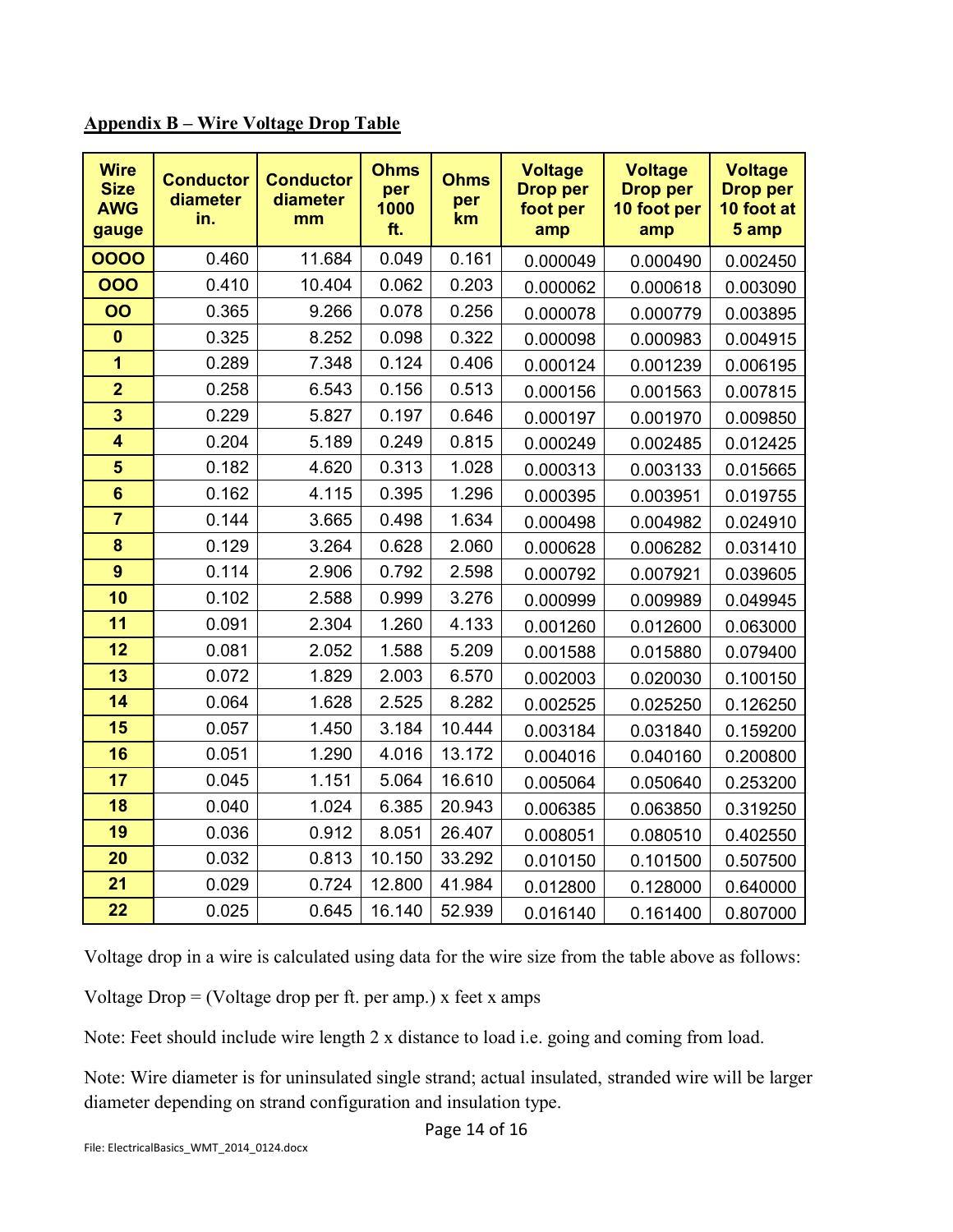**Appendix B – Wire Voltage Drop Table**

| Wire Size AWG gauge | Conductor diameter in. | Conductor diameter mm | Ohms per 1000 ft. | Ohms per km | Voltage Drop per foot per amp | Voltage Drop per 10 foot per amp | Voltage Drop per 10 foot at 5 amp |
|---|---|---|---|---|---|---|---|
| OOOO | 0.460 | 11.684 | 0.049 | 0.161 | 0.000049 | 0.000490 | 0.002450 |
| OOO | 0.410 | 10.404 | 0.062 | 0.203 | 0.000062 | 0.000618 | 0.003090 |
| OO | 0.365 | 9.266 | 0.078 | 0.256 | 0.000078 | 0.000779 | 0.003895 |
| 0 | 0.325 | 8.252 | 0.098 | 0.322 | 0.000098 | 0.000983 | 0.004915 |
| 1 | 0.289 | 7.348 | 0.124 | 0.406 | 0.000124 | 0.001239 | 0.006195 |
| 2 | 0.258 | 6.543 | 0.156 | 0.513 | 0.000156 | 0.001563 | 0.007815 |
| 3 | 0.229 | 5.827 | 0.197 | 0.646 | 0.000197 | 0.001970 | 0.009850 |
| 4 | 0.204 | 5.189 | 0.249 | 0.815 | 0.000249 | 0.002485 | 0.012425 |
| 5 | 0.182 | 4.620 | 0.313 | 1.028 | 0.000313 | 0.003133 | 0.015665 |
| 6 | 0.162 | 4.115 | 0.395 | 1.296 | 0.000395 | 0.003951 | 0.019755 |
| 7 | 0.144 | 3.665 | 0.498 | 1.634 | 0.000498 | 0.004982 | 0.024910 |
| 8 | 0.129 | 3.264 | 0.628 | 2.060 | 0.000628 | 0.006282 | 0.031410 |
| 9 | 0.114 | 2.906 | 0.792 | 2.598 | 0.000792 | 0.007921 | 0.039605 |
| 10 | 0.102 | 2.588 | 0.999 | 3.276 | 0.000999 | 0.009989 | 0.049945 |
| 11 | 0.091 | 2.304 | 1.260 | 4.133 | 0.001260 | 0.012600 | 0.063000 |
| 12 | 0.081 | 2.052 | 1.588 | 5.209 | 0.001588 | 0.015880 | 0.079400 |
| 13 | 0.072 | 1.829 | 2.003 | 6.570 | 0.002003 | 0.020030 | 0.100150 |
| 14 | 0.064 | 1.628 | 2.525 | 8.282 | 0.002525 | 0.025250 | 0.126250 |
| 15 | 0.057 | 1.450 | 3.184 | 10.444 | 0.003184 | 0.031840 | 0.159200 |
| 16 | 0.051 | 1.290 | 4.016 | 13.172 | 0.004016 | 0.040160 | 0.200800 |
| 17 | 0.045 | 1.151 | 5.064 | 16.610 | 0.005064 | 0.050640 | 0.253200 |
| 18 | 0.040 | 1.024 | 6.385 | 20.943 | 0.006385 | 0.063850 | 0.319250 |
| 19 | 0.036 | 0.912 | 8.051 | 26.407 | 0.008051 | 0.080510 | 0.402550 |
| 20 | 0.032 | 0.813 | 10.150 | 33.292 | 0.010150 | 0.101500 | 0.507500 |
| 21 | 0.029 | 0.724 | 12.800 | 41.984 | 0.012800 | 0.128000 | 0.640000 |
| 22 | 0.025 | 0.645 | 16.140 | 52.939 | 0.016140 | 0.161400 | 0.807000 |

Voltage drop in a wire is calculated using data for the wire size from the table above as follows:

Voltage Drop = (Voltage drop per ft. per amp.) x feet x amps

Note: Feet should include wire length 2 x distance to load i.e. going and coming from load.

Note: Wire diameter is for uninsulated single strand; actual insulated, stranded wire will be larger diameter depending on strand configuration and insulation type.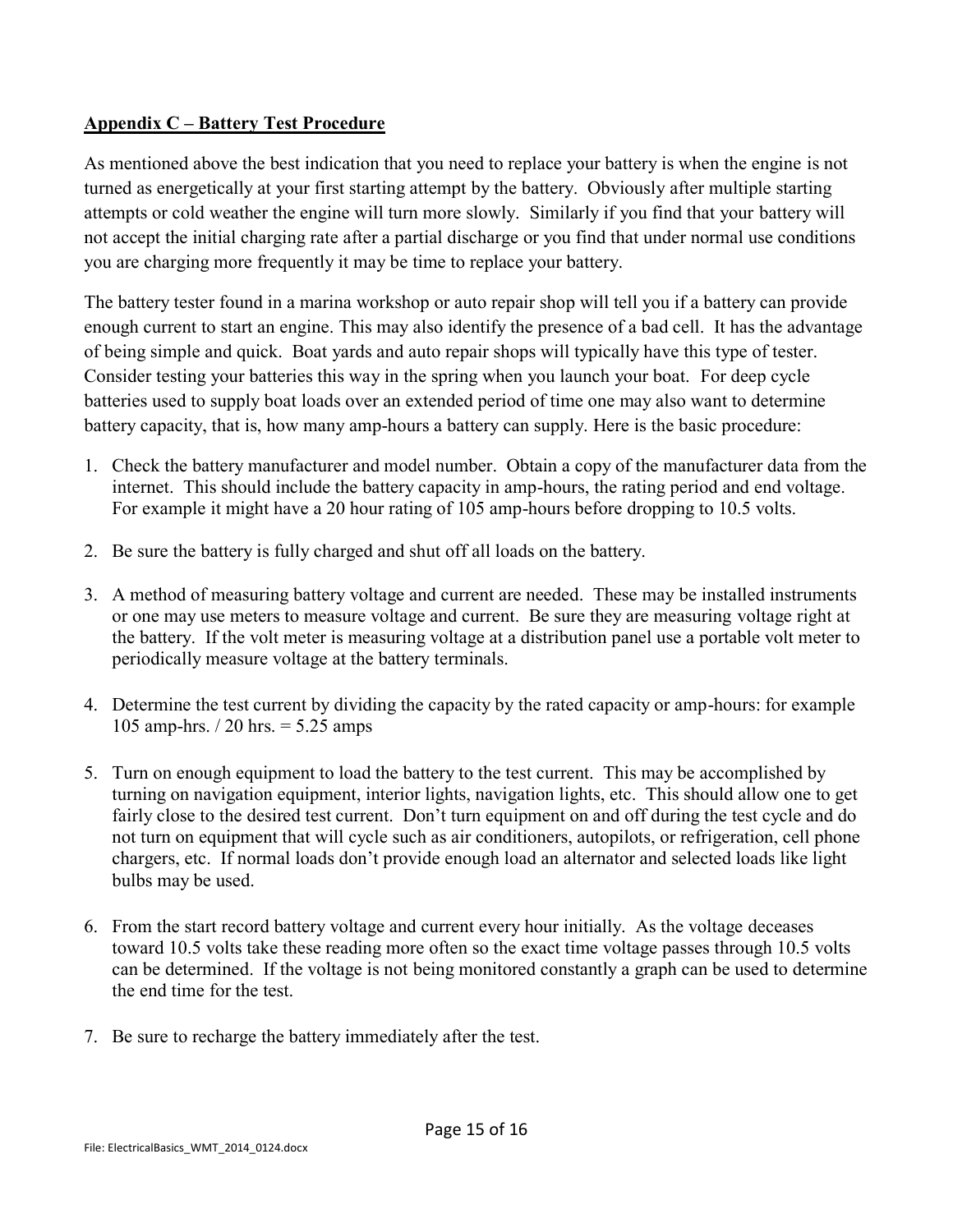## Appendix C – Battery Test Procedure

As mentioned above the best indication that you need to replace your battery is when the engine is not turned as energetically at your first starting attempt by the battery. Obviously after multiple starting attempts or cold weather the engine will turn more slowly. Similarly if you find that your battery will not accept the initial charging rate after a partial discharge or you find that under normal use conditions you are charging more frequently it may be time to replace your battery.

The battery tester found in a marina workshop or auto repair shop will tell you if a battery can provide enough current to start an engine. This may also identify the presence of a bad cell. It has the advantage of being simple and quick. Boat yards and auto repair shops will typically have this type of tester. Consider testing your batteries this way in the spring when you launch your boat. For deep cycle batteries used to supply boat loads over an extended period of time one may also want to determine battery capacity, that is, how many amp-hours a battery can supply. Here is the basic procedure:

1. Check the battery manufacturer and model number. Obtain a copy of the manufacturer data from the internet. This should include the battery capacity in amp-hours, the rating period and end voltage. For example it might have a 20 hour rating of 105 amp-hours before dropping to 10.5 volts.

2. Be sure the battery is fully charged and shut off all loads on the battery.

3. A method of measuring battery voltage and current are needed. These may be installed instruments or one may use meters to measure voltage and current. Be sure they are measuring voltage right at the battery. If the volt meter is measuring voltage at a distribution panel use a portable volt meter to periodically measure voltage at the battery terminals.

4. Determine the test current by dividing the capacity by the rated capacity or amp-hours: for example 105 amp-hrs. / 20 hrs. = 5.25 amps

5. Turn on enough equipment to load the battery to the test current. This may be accomplished by turning on navigation equipment, interior lights, navigation lights, etc. This should allow one to get fairly close to the desired test current. Don't turn equipment on and off during the test cycle and do not turn on equipment that will cycle such as air conditioners, autopilots, or refrigeration, cell phone chargers, etc. If normal loads don't provide enough load an alternator and selected loads like light bulbs may be used.

6. From the start record battery voltage and current every hour initially. As the voltage deceases toward 10.5 volts take these reading more often so the exact time voltage passes through 10.5 volts can be determined. If the voltage is not being monitored constantly a graph can be used to determine the end time for the test.

7. Be sure to recharge the battery immediately after the test.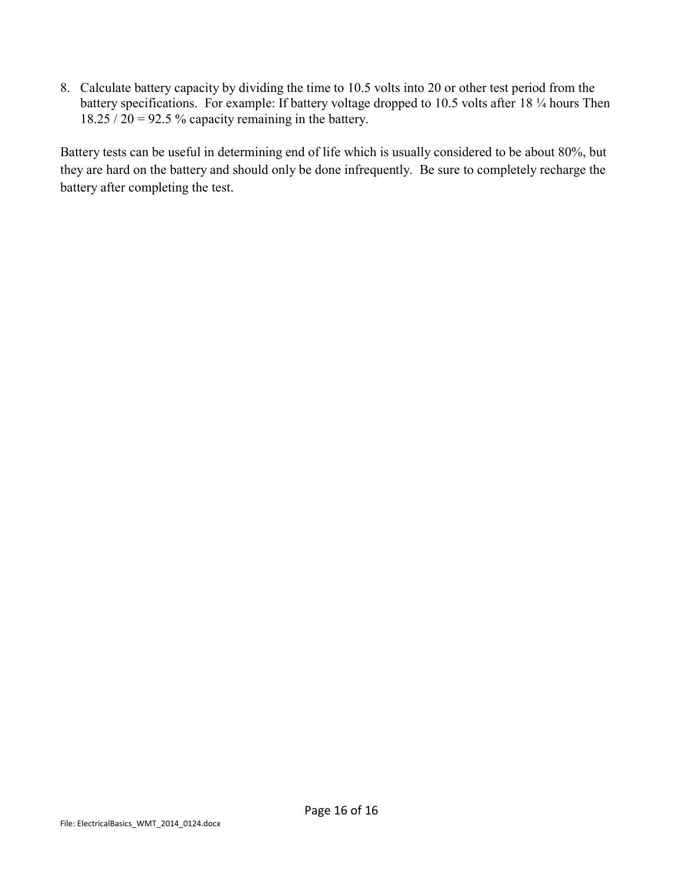8. Calculate battery capacity by dividing the time to 10.5 volts into 20 or other test period from the battery specifications. For example: If battery voltage dropped to 10.5 volts after 18 ¼ hours Then 18.25 / 20 = 92.5 % capacity remaining in the battery.

Battery tests can be useful in determining end of life which is usually considered to be about 80%, but they are hard on the battery and should only be done infrequently. Be sure to completely recharge the battery after completing the test.